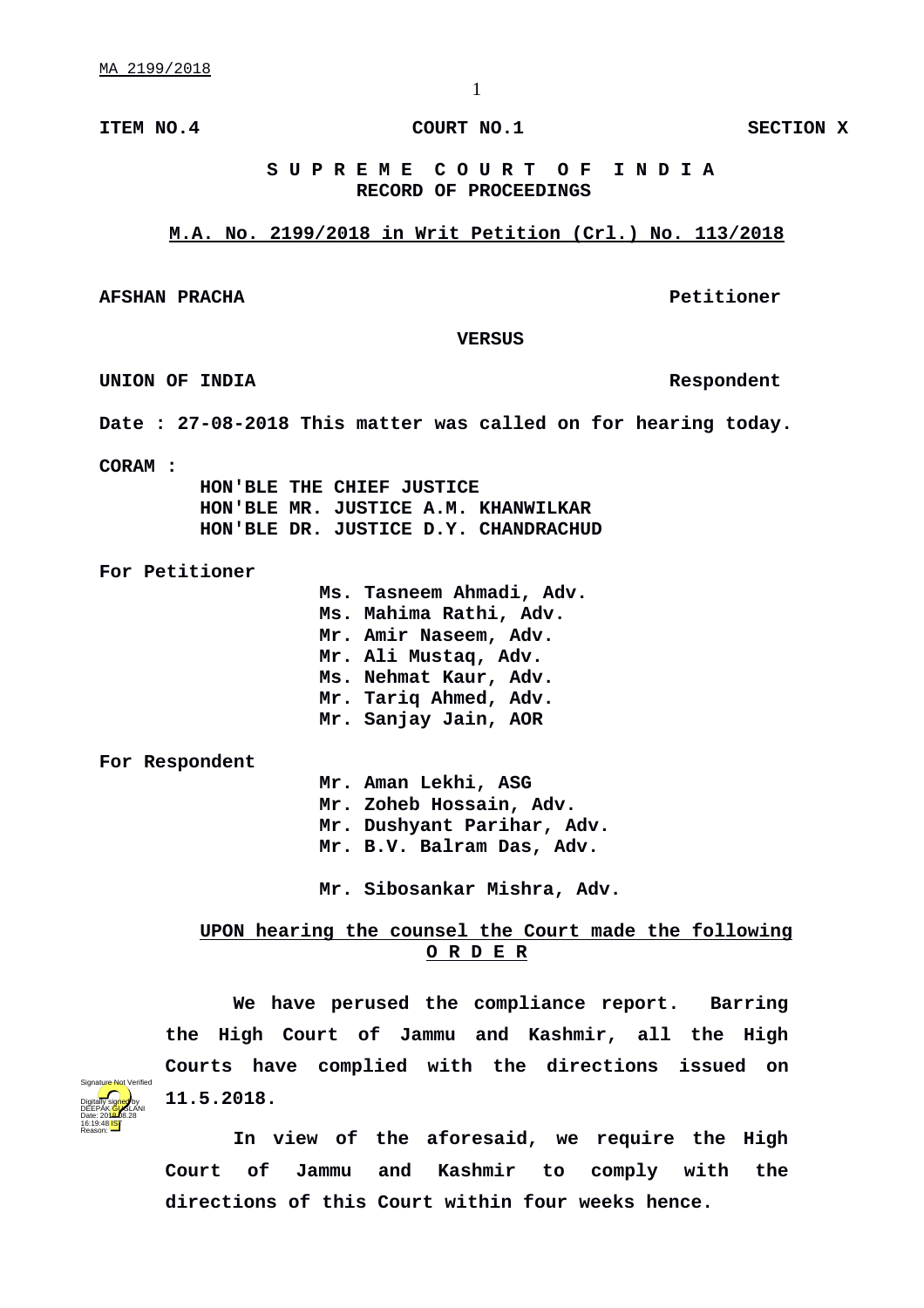ITEM NO.4 COURT NO.1 SECTION X

**S U P R E M E C O U R T O F I N D I A**
**RECORD OF PROCEEDINGS**

**M.A. No. 2199/2018 in Writ Petition (Crl.) No. 113/2018**

**AFSHAN PRACHA** Petitioner

**VERSUS**

**UNION OF INDIA** Respondent

**Date : 27-08-2018 This matter was called on for hearing today.**

**CORAM :**
HON'BLE THE CHIEF JUSTICE
HON'BLE MR. JUSTICE A.M. KHANWILKAR
HON'BLE DR. JUSTICE D.Y. CHANDRACHUD

**For Petitioner**
Ms. Tasneem Ahmadi, Adv.
Ms. Mahima Rathi, Adv.
Mr. Amir Naseem, Adv.
Mr. Ali Mustaq, Adv.
Ms. Nehmat Kaur, Adv.
Mr. Tariq Ahmed, Adv.
Mr. Sanjay Jain, AOR

**For Respondent**
Mr. Aman Lekhi, ASG
Mr. Zoheb Hossain, Adv.
Mr. Dushyant Parihar, Adv.
Mr. B.V. Balram Das, Adv.

Mr. Sibosankar Mishra, Adv.

**UPON hearing the counsel the Court made the following**
**O R D E R**

We have perused the compliance report. Barring the High Court of Jammu and Kashmir, all the High Courts have complied with the directions issued on 11.5.2018.

In view of the aforesaid, we require the High Court of Jammu and Kashmir to comply with the directions of this Court within four weeks hence.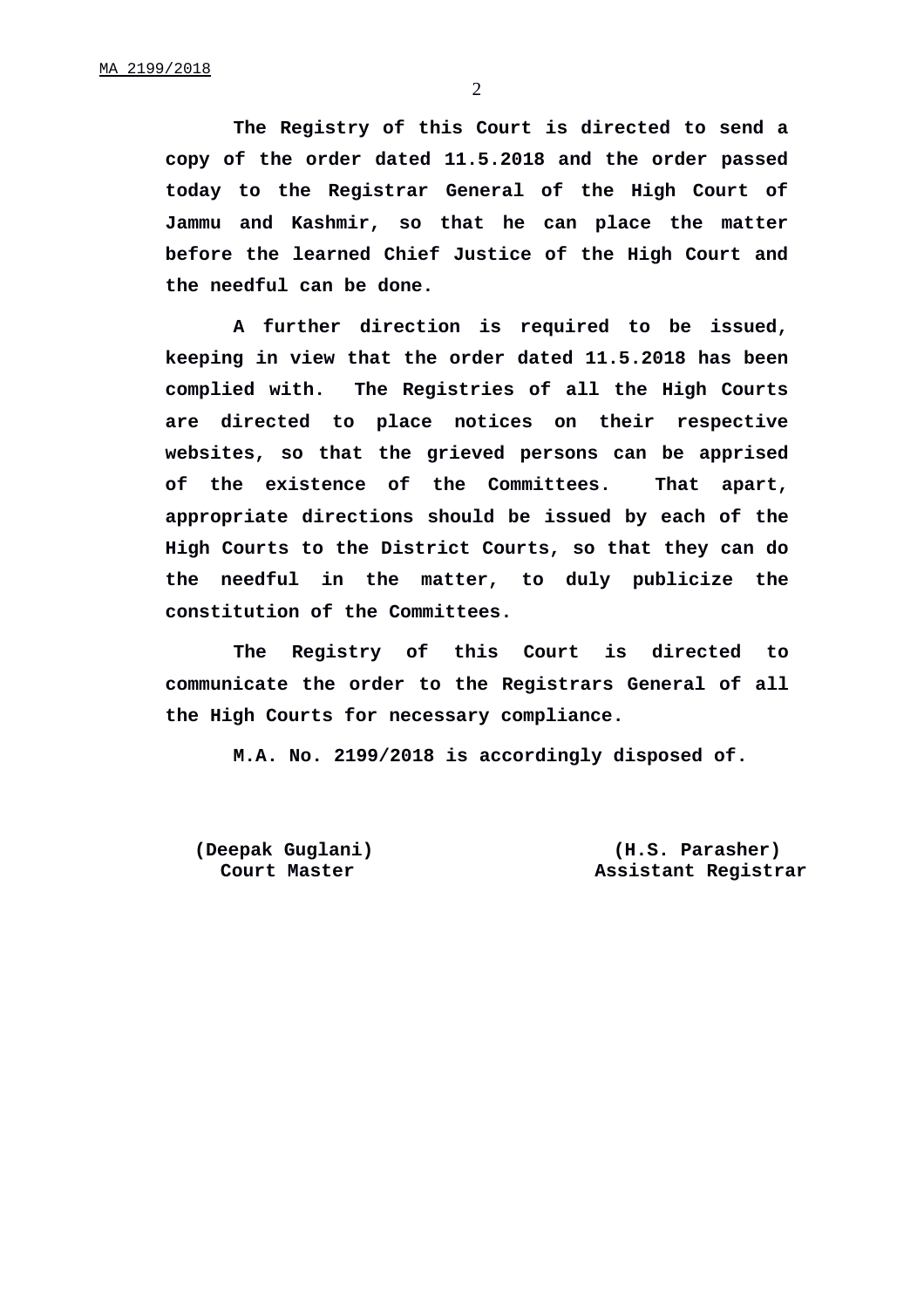**The Registry of this Court is directed to send a copy of the order dated 11.5.2018 and the order passed today to the Registrar General of the High Court of Jammu and Kashmir, so that he can place the matter before the learned Chief Justice of the High Court and the needful can be done.**

**A further direction is required to be issued, keeping in view that the order dated 11.5.2018 has been complied with. The Registries of all the High Courts are directed to place notices on their respective websites, so that the grieved persons can be apprised of the existence of the Committees. That apart, appropriate directions should be issued by each of the High Courts to the District Courts, so that they can do the needful in the matter, to duly publicize the constitution of the Committees.**

**The Registry of this Court is directed to communicate the order to the Registrars General of all the High Courts for necessary compliance.**

**M.A. No. 2199/2018 is accordingly disposed of.**

**(Deepak Guglani)**
**Court Master**

**(H.S. Parasher)**
**Assistant Registrar**